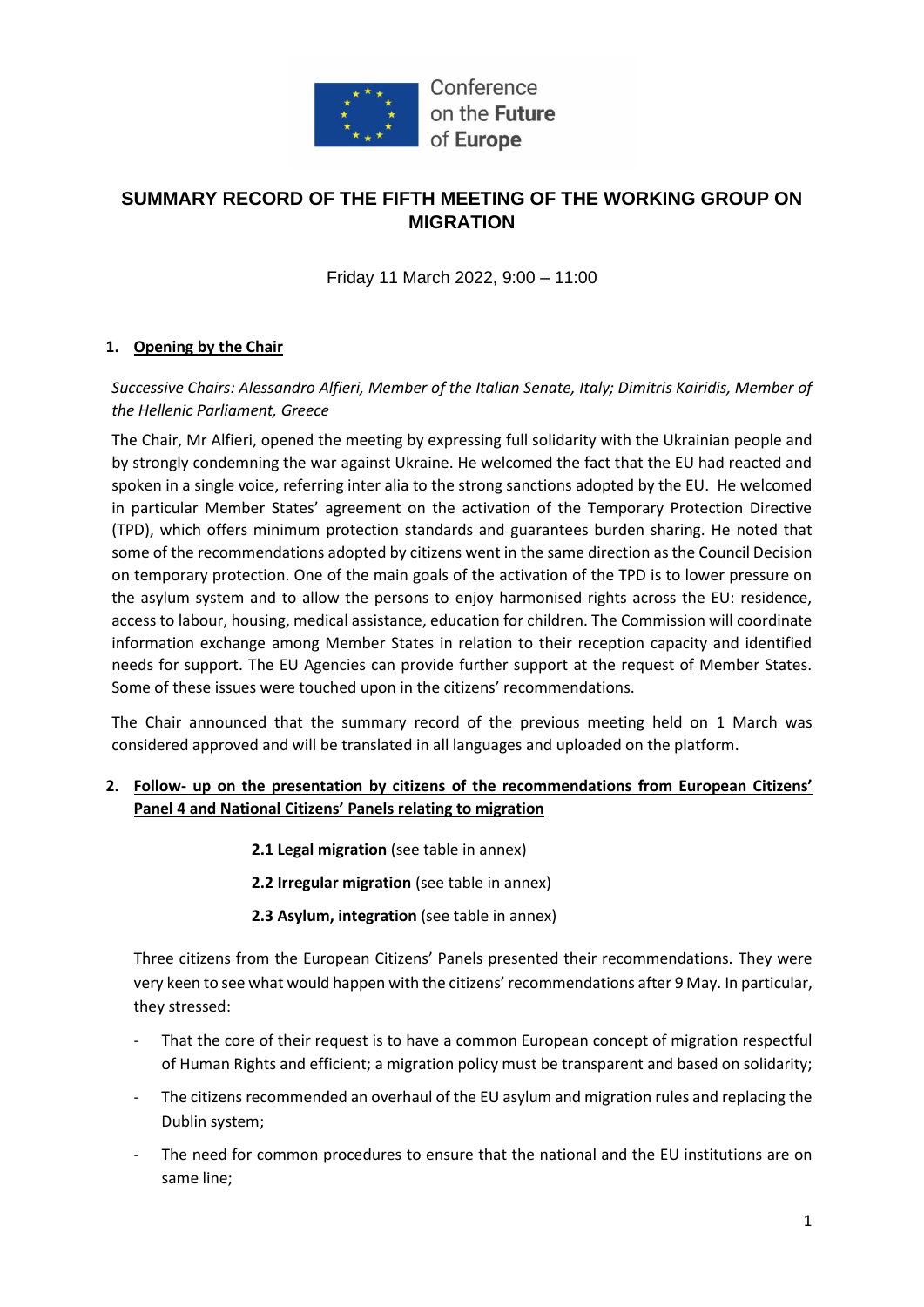Conference on the Future of Europe

# SUMMARY RECORD OF THE FIFTH MEETING OF THE WORKING GROUP ON MIGRATION

Friday 11 March 2022, 9:00 – 11:00

## 1. Opening by the Chair

*Successive Chairs: Alessandro Alfieri, Member of the Italian Senate, Italy; Dimitris Kairidis, Member of the Hellenic Parliament, Greece*

The Chair, Mr Alfieri, opened the meeting by expressing full solidarity with the Ukrainian people and by strongly condemning the war against Ukraine. He welcomed the fact that the EU had reacted and spoken in a single voice, referring inter alia to the strong sanctions adopted by the EU. He welcomed in particular Member States' agreement on the activation of the Temporary Protection Directive (TPD), which offers minimum protection standards and guarantees burden sharing. He noted that some of the recommendations adopted by citizens went in the same direction as the Council Decision on temporary protection. One of the main goals of the activation of the TPD is to lower pressure on the asylum system and to allow the persons to enjoy harmonised rights across the EU: residence, access to labour, housing, medical assistance, education for children. The Commission will coordinate information exchange among Member States in relation to their reception capacity and identified needs for support. The EU Agencies can provide further support at the request of Member States. Some of these issues were touched upon in the citizens' recommendations.

The Chair announced that the summary record of the previous meeting held on 1 March was considered approved and will be translated in all languages and uploaded on the platform.

## 2. Follow- up on the presentation by citizens of the recommendations from European Citizens' Panel 4 and National Citizens' Panels relating to migration

**2.1 Legal migration** (see table in annex)

**2.2 Irregular migration** (see table in annex)

**2.3 Asylum, integration** (see table in annex)

Three citizens from the European Citizens' Panels presented their recommendations. They were very keen to see what would happen with the citizens' recommendations after 9 May. In particular, they stressed:

- That the core of their request is to have a common European concept of migration respectful of Human Rights and efficient; a migration policy must be transparent and based on solidarity;
- The citizens recommended an overhaul of the EU asylum and migration rules and replacing the Dublin system;
- The need for common procedures to ensure that the national and the EU institutions are on same line;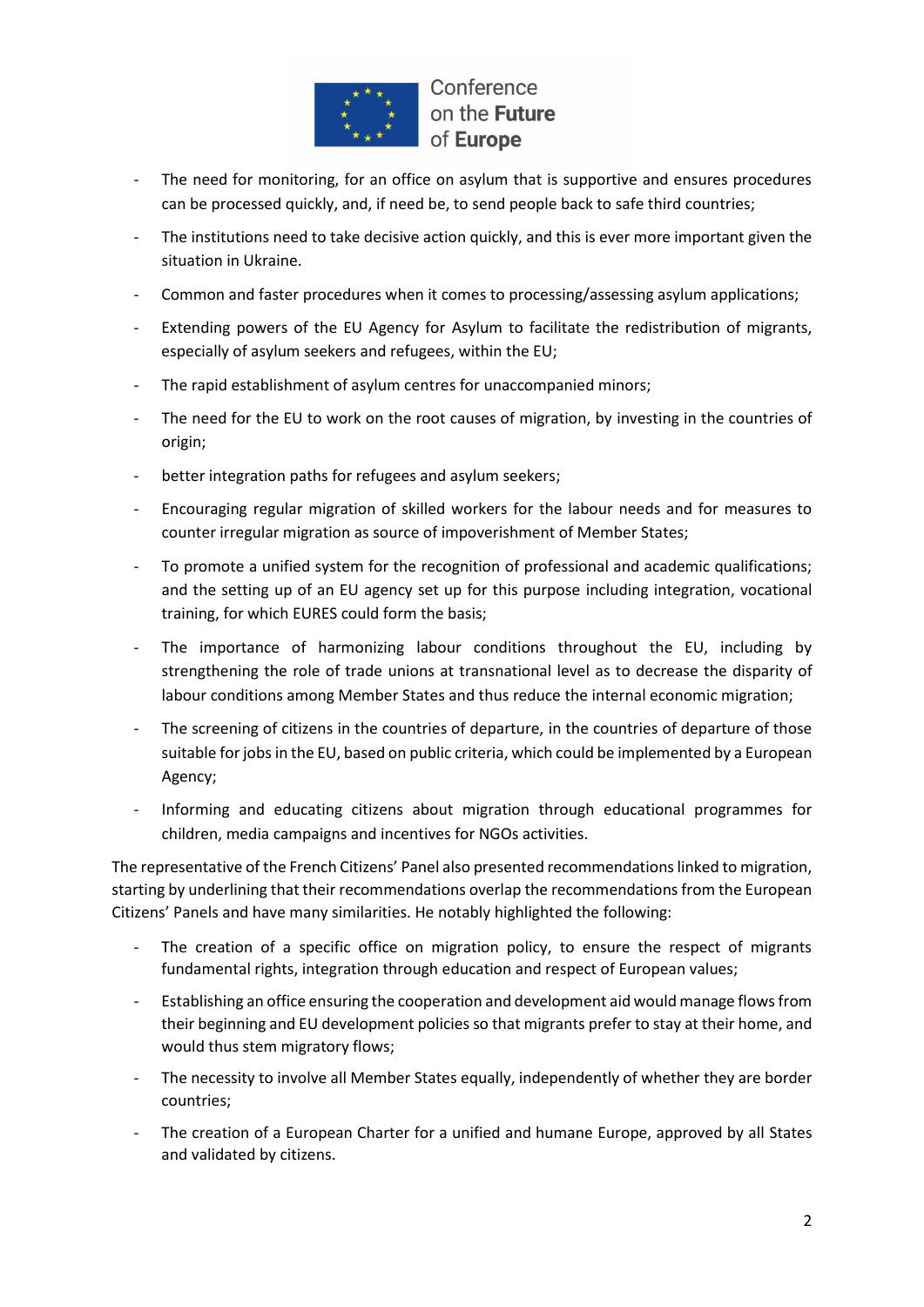- The need for monitoring, for an office on asylum that is supportive and ensures procedures can be processed quickly, and, if need be, to send people back to safe third countries;
- The institutions need to take decisive action quickly, and this is ever more important given the situation in Ukraine.
- Common and faster procedures when it comes to processing/assessing asylum applications;
- Extending powers of the EU Agency for Asylum to facilitate the redistribution of migrants, especially of asylum seekers and refugees, within the EU;
- The rapid establishment of asylum centres for unaccompanied minors;
- The need for the EU to work on the root causes of migration, by investing in the countries of origin;
- better integration paths for refugees and asylum seekers;
- Encouraging regular migration of skilled workers for the labour needs and for measures to counter irregular migration as source of impoverishment of Member States;
- To promote a unified system for the recognition of professional and academic qualifications; and the setting up of an EU agency set up for this purpose including integration, vocational training, for which EURES could form the basis;
- The importance of harmonizing labour conditions throughout the EU, including by strengthening the role of trade unions at transnational level as to decrease the disparity of labour conditions among Member States and thus reduce the internal economic migration;
- The screening of citizens in the countries of departure, in the countries of departure of those suitable for jobs in the EU, based on public criteria, which could be implemented by a European Agency;
- Informing and educating citizens about migration through educational programmes for children, media campaigns and incentives for NGOs activities.

The representative of the French Citizens' Panel also presented recommendations linked to migration, starting by underlining that their recommendations overlap the recommendations from the European Citizens' Panels and have many similarities. He notably highlighted the following:

- The creation of a specific office on migration policy, to ensure the respect of migrants fundamental rights, integration through education and respect of European values;
- Establishing an office ensuring the cooperation and development aid would manage flows from their beginning and EU development policies so that migrants prefer to stay at their home, and would thus stem migratory flows;
- The necessity to involve all Member States equally, independently of whether they are border countries;
- The creation of a European Charter for a unified and humane Europe, approved by all States and validated by citizens.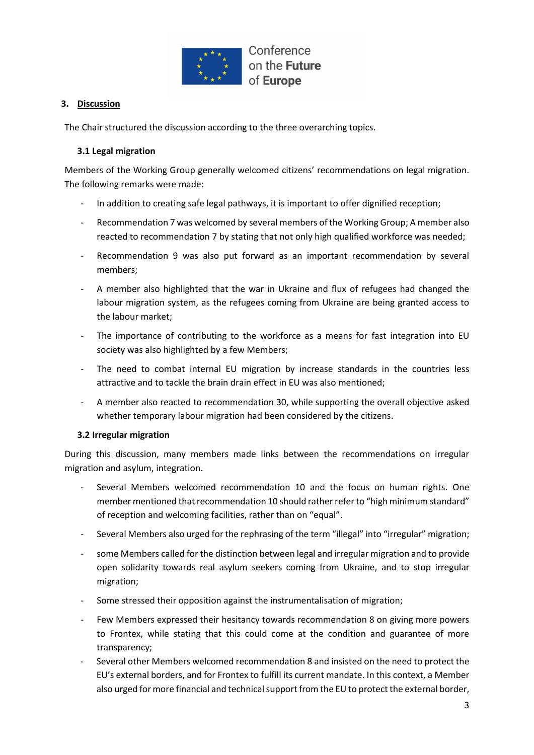## 3. Discussion

The Chair structured the discussion according to the three overarching topics.

### 3.1 Legal migration

Members of the Working Group generally welcomed citizens' recommendations on legal migration. The following remarks were made:

- In addition to creating safe legal pathways, it is important to offer dignified reception;
- Recommendation 7 was welcomed by several members of the Working Group; A member also reacted to recommendation 7 by stating that not only high qualified workforce was needed;
- Recommendation 9 was also put forward as an important recommendation by several members;
- A member also highlighted that the war in Ukraine and flux of refugees had changed the labour migration system, as the refugees coming from Ukraine are being granted access to the labour market;
- The importance of contributing to the workforce as a means for fast integration into EU society was also highlighted by a few Members;
- The need to combat internal EU migration by increase standards in the countries less attractive and to tackle the brain drain effect in EU was also mentioned;
- A member also reacted to recommendation 30, while supporting the overall objective asked whether temporary labour migration had been considered by the citizens.

### 3.2 Irregular migration

During this discussion, many members made links between the recommendations on irregular migration and asylum, integration.

- Several Members welcomed recommendation 10 and the focus on human rights. One member mentioned that recommendation 10 should rather refer to "high minimum standard" of reception and welcoming facilities, rather than on "equal".
- Several Members also urged for the rephrasing of the term "illegal" into "irregular" migration;
- some Members called for the distinction between legal and irregular migration and to provide open solidarity towards real asylum seekers coming from Ukraine, and to stop irregular migration;
- Some stressed their opposition against the instrumentalisation of migration;
- Few Members expressed their hesitancy towards recommendation 8 on giving more powers to Frontex, while stating that this could come at the condition and guarantee of more transparency;
- Several other Members welcomed recommendation 8 and insisted on the need to protect the EU's external borders, and for Frontex to fulfill its current mandate. In this context, a Member also urged for more financial and technical support from the EU to protect the external border,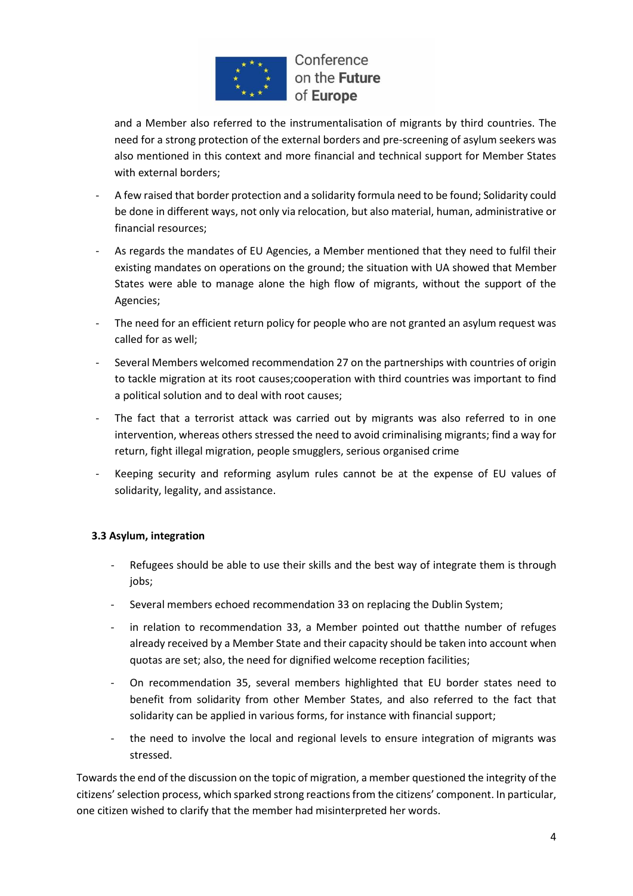and a Member also referred to the instrumentalisation of migrants by third countries. The need for a strong protection of the external borders and pre-screening of asylum seekers was also mentioned in this context and more financial and technical support for Member States with external borders;

- A few raised that border protection and a solidarity formula need to be found; Solidarity could be done in different ways, not only via relocation, but also material, human, administrative or financial resources;
- As regards the mandates of EU Agencies, a Member mentioned that they need to fulfil their existing mandates on operations on the ground; the situation with UA showed that Member States were able to manage alone the high flow of migrants, without the support of the Agencies;
- The need for an efficient return policy for people who are not granted an asylum request was called for as well;
- Several Members welcomed recommendation 27 on the partnerships with countries of origin to tackle migration at its root causes;cooperation with third countries was important to find a political solution and to deal with root causes;
- The fact that a terrorist attack was carried out by migrants was also referred to in one intervention, whereas others stressed the need to avoid criminalising migrants; find a way for return, fight illegal migration, people smugglers, serious organised crime
- Keeping security and reforming asylum rules cannot be at the expense of EU values of solidarity, legality, and assistance.

**3.3 Asylum, integration**

- Refugees should be able to use their skills and the best way of integrate them is through jobs;
- Several members echoed recommendation 33 on replacing the Dublin System;
- in relation to recommendation 33, a Member pointed out thatthe number of refuges already received by a Member State and their capacity should be taken into account when quotas are set; also, the need for dignified welcome reception facilities;
- On recommendation 35, several members highlighted that EU border states need to benefit from solidarity from other Member States, and also referred to the fact that solidarity can be applied in various forms, for instance with financial support;
- the need to involve the local and regional levels to ensure integration of migrants was stressed.

Towards the end of the discussion on the topic of migration, a member questioned the integrity of the citizens' selection process, which sparked strong reactions from the citizens' component. In particular, one citizen wished to clarify that the member had misinterpreted her words.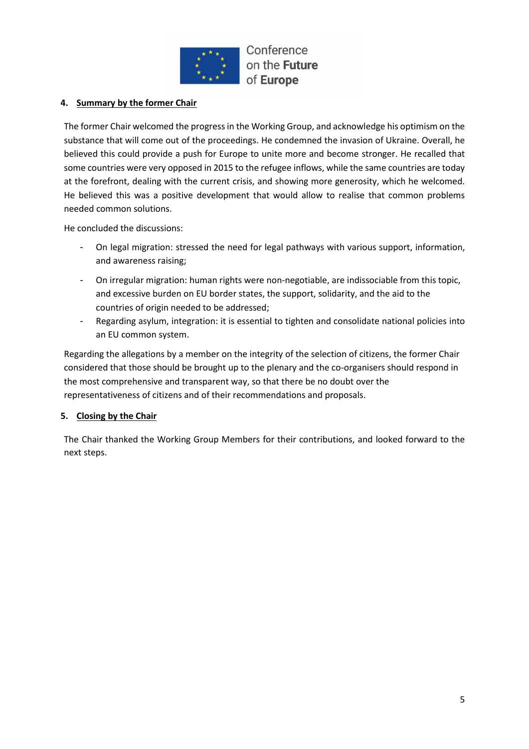## 4. Summary by the former Chair

The former Chair welcomed the progress in the Working Group, and acknowledge his optimism on the substance that will come out of the proceedings. He condemned the invasion of Ukraine. Overall, he believed this could provide a push for Europe to unite more and become stronger. He recalled that some countries were very opposed in 2015 to the refugee inflows, while the same countries are today at the forefront, dealing with the current crisis, and showing more generosity, which he welcomed. He believed this was a positive development that would allow to realise that common problems needed common solutions.

He concluded the discussions:

- On legal migration: stressed the need for legal pathways with various support, information, and awareness raising;
- On irregular migration: human rights were non-negotiable, are indissociable from this topic, and excessive burden on EU border states, the support, solidarity, and the aid to the countries of origin needed to be addressed;
- Regarding asylum, integration: it is essential to tighten and consolidate national policies into an EU common system.

Regarding the allegations by a member on the integrity of the selection of citizens, the former Chair considered that those should be brought up to the plenary and the co-organisers should respond in the most comprehensive and transparent way, so that there be no doubt over the representativeness of citizens and of their recommendations and proposals.

## 5. Closing by the Chair

The Chair thanked the Working Group Members for their contributions, and looked forward to the next steps.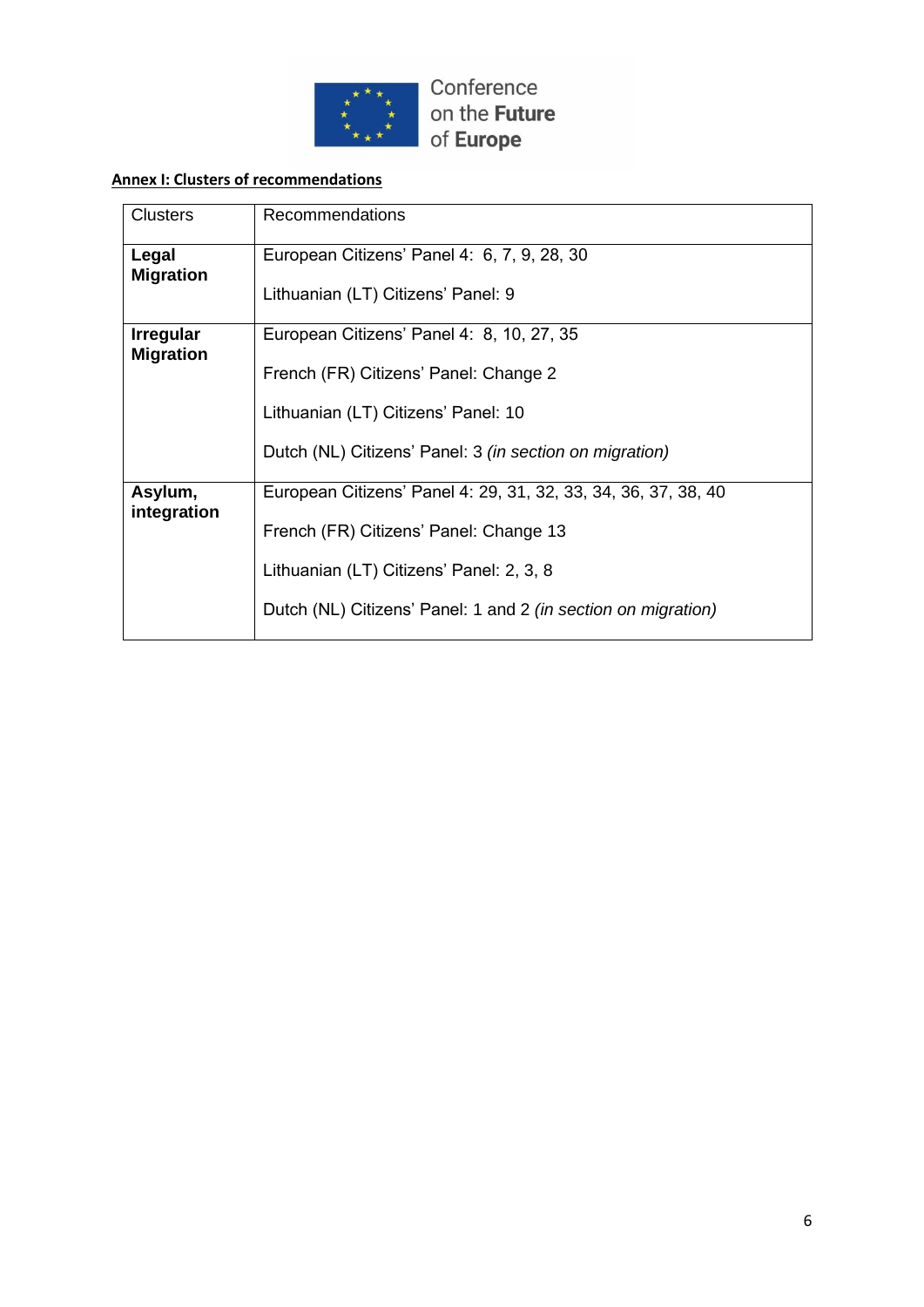Conference on the **Future** of **Europe**

**Annex I: Clusters of recommendations**

| Clusters | Recommendations |
|---|---|
| **Legal Migration** | European Citizens' Panel 4: 6, 7, 9, 28, 30<br><br>Lithuanian (LT) Citizens' Panel: 9 |
| **Irregular Migration** | European Citizens' Panel 4: 8, 10, 27, 35<br><br>French (FR) Citizens' Panel: Change 2<br><br>Lithuanian (LT) Citizens' Panel: 10<br><br>Dutch (NL) Citizens' Panel: 3 *(in section on migration)* |
| **Asylum, integration** | European Citizens' Panel 4: 29, 31, 32, 33, 34, 36, 37, 38, 40<br><br>French (FR) Citizens' Panel: Change 13<br><br>Lithuanian (LT) Citizens' Panel: 2, 3, 8<br><br>Dutch (NL) Citizens' Panel: 1 and 2 *(in section on migration)* |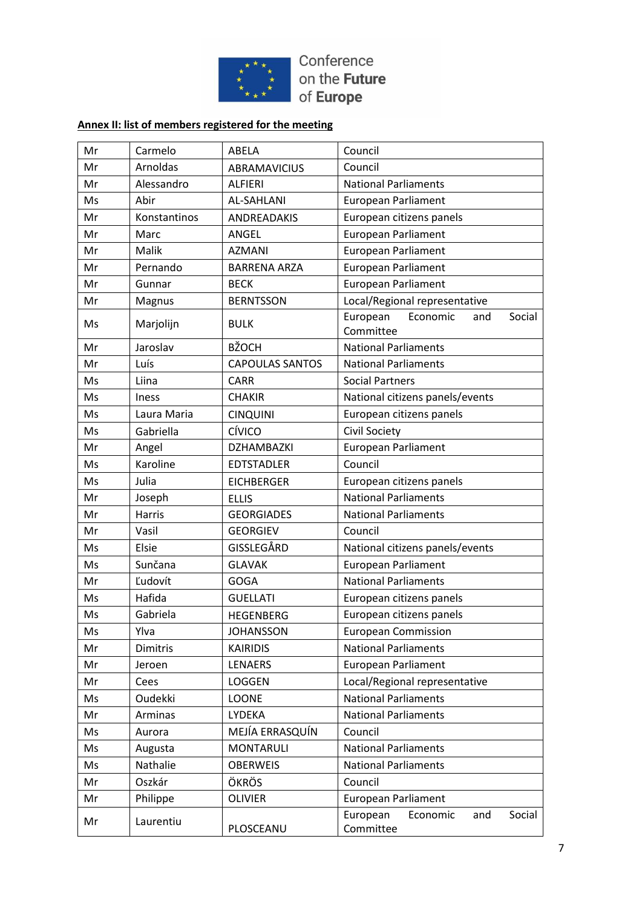Conference on the Future of Europe

**Annex II: list of members registered for the meeting**

| | | | |
|---|---|---|---|
| Mr | Carmelo | ABELA | Council |
| Mr | Arnoldas | ABRAMAVICIUS | Council |
| Mr | Alessandro | ALFIERI | National Parliaments |
| Ms | Abir | AL-SAHLANI | European Parliament |
| Mr | Konstantinos | ANDREADAKIS | European citizens panels |
| Mr | Marc | ANGEL | European Parliament |
| Mr | Malik | AZMANI | European Parliament |
| Mr | Pernando | BARRENA ARZA | European Parliament |
| Mr | Gunnar | BECK | European Parliament |
| Mr | Magnus | BERNTSSON | Local/Regional representative |
| Ms | Marjolijn | BULK | European Economic and Social Committee |
| Mr | Jaroslav | BŽOCH | National Parliaments |
| Mr | Luís | CAPOULAS SANTOS | National Parliaments |
| Ms | Liina | CARR | Social Partners |
| Ms | Iness | CHAKIR | National citizens panels/events |
| Ms | Laura Maria | CINQUINI | European citizens panels |
| Ms | Gabriella | CÍVICO | Civil Society |
| Mr | Angel | DZHAMBAZKI | European Parliament |
| Ms | Karoline | EDTSTADLER | Council |
| Ms | Julia | EICHBERGER | European citizens panels |
| Mr | Joseph | ELLIS | National Parliaments |
| Mr | Harris | GEORGIADES | National Parliaments |
| Mr | Vasil | GEORGIEV | Council |
| Ms | Elsie | GISSLEGÅRD | National citizens panels/events |
| Ms | Sunčana | GLAVAK | European Parliament |
| Mr | Ľudovít | GOGA | National Parliaments |
| Ms | Hafida | GUELLATI | European citizens panels |
| Ms | Gabriela | HEGENBERG | European citizens panels |
| Ms | Ylva | JOHANSSON | European Commission |
| Mr | Dimitris | KAIRIDIS | National Parliaments |
| Mr | Jeroen | LENAERS | European Parliament |
| Mr | Cees | LOGGEN | Local/Regional representative |
| Ms | Oudekki | LOONE | National Parliaments |
| Mr | Arminas | LYDEKA | National Parliaments |
| Ms | Aurora | MEJÍA ERRASQUÍN | Council |
| Ms | Augusta | MONTARULI | National Parliaments |
| Ms | Nathalie | OBERWEIS | National Parliaments |
| Mr | Oszkár | ÖKRÖS | Council |
| Mr | Philippe | OLIVIER | European Parliament |
| Mr | Laurentiu | PLOSCEANU | European Economic and Social Committee |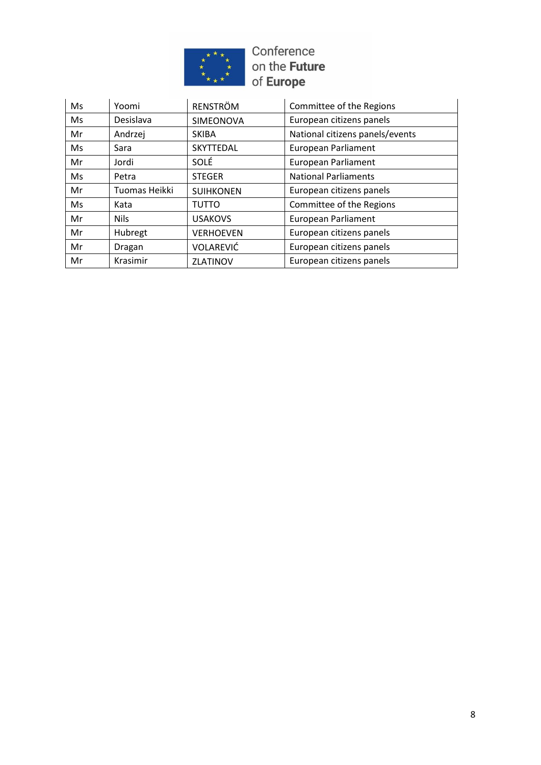Conference on the Future of Europe

| | | | |
|---|---|---|---|
| Ms | Yoomi | RENSTRÖM | Committee of the Regions |
| Ms | Desislava | SIMEONOVA | European citizens panels |
| Mr | Andrzej | SKIBA | National citizens panels/events |
| Ms | Sara | SKYTTEDAL | European Parliament |
| Mr | Jordi | SOLÉ | European Parliament |
| Ms | Petra | STEGER | National Parliaments |
| Mr | Tuomas Heikki | SUIHKONEN | European citizens panels |
| Ms | Kata | TUTTO | Committee of the Regions |
| Mr | Nils | USAKOVS | European Parliament |
| Mr | Hubregt | VERHOEVEN | European citizens panels |
| Mr | Dragan | VOLAREVIĆ | European citizens panels |
| Mr | Krasimir | ZLATINOV | European citizens panels |